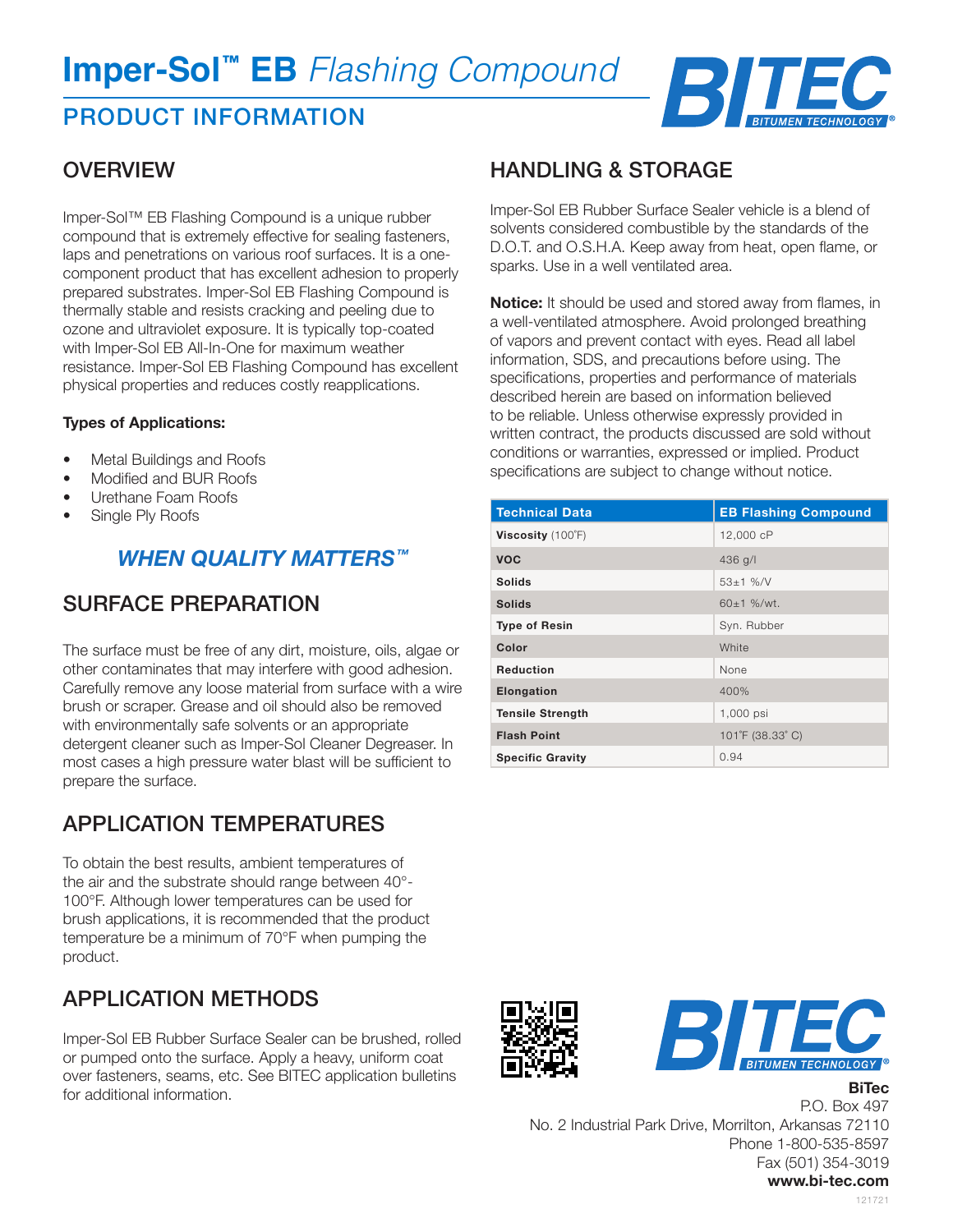# Imper-Sol™ EB *Flashing Compound*

## PRODUCT INFORMATION

## OVERVIEW

Imper-Sol™ EB Flashing Compound is a unique rubber compound that is extremely effective for sealing fasteners, laps and penetrations on various roof surfaces. It is a one-component product that has excellent adhesion to properly prepared substrates. Imper-Sol EB Flashing Compound is thermally stable and resists cracking and peeling due to ozone and ultraviolet exposure. It is typically top-coated with Imper-Sol EB All-In-One for maximum weather resistance. Imper-Sol EB Flashing Compound has excellent physical properties and reduces costly reapplications.

**Types of Applications:**

- Metal Buildings and Roofs
- Modified and BUR Roofs
- Urethane Foam Roofs
- Single Ply Roofs

***WHEN QUALITY MATTERS™***

## SURFACE PREPARATION

The surface must be free of any dirt, moisture, oils, algae or other contaminates that may interfere with good adhesion. Carefully remove any loose material from surface with a wire brush or scraper. Grease and oil should also be removed with environmentally safe solvents or an appropriate detergent cleaner such as Imper-Sol Cleaner Degreaser. In most cases a high pressure water blast will be sufficient to prepare the surface.

## APPLICATION TEMPERATURES

To obtain the best results, ambient temperatures of the air and the substrate should range between 40°-100°F. Although lower temperatures can be used for brush applications, it is recommended that the product temperature be a minimum of 70°F when pumping the product.

## APPLICATION METHODS

Imper-Sol EB Rubber Surface Sealer can be brushed, rolled or pumped onto the surface. Apply a heavy, uniform coat over fasteners, seams, etc. See BITEC application bulletins for additional information.

## HANDLING & STORAGE

Imper-Sol EB Rubber Surface Sealer vehicle is a blend of solvents considered combustible by the standards of the D.O.T. and O.S.H.A. Keep away from heat, open flame, or sparks. Use in a well ventilated area.

**Notice:** It should be used and stored away from flames, in a well-ventilated atmosphere. Avoid prolonged breathing of vapors and prevent contact with eyes. Read all label information, SDS, and precautions before using. The specifications, properties and performance of materials described herein are based on information believed to be reliable. Unless otherwise expressly provided in written contract, the products discussed are sold without conditions or warranties, expressed or implied. Product specifications are subject to change without notice.

| Technical Data | EB Flashing Compound |
|---|---|
| **Viscosity** (100°F) | 12,000 cP |
| **VOC** | 436 g/l |
| **Solids** | 53±1 %/V |
| **Solids** | 60±1 %/wt. |
| **Type of Resin** | Syn. Rubber |
| **Color** | White |
| **Reduction** | None |
| **Elongation** | 400% |
| **Tensile Strength** | 1,000 psi |
| **Flash Point** | 101°F (38.33° C) |
| **Specific Gravity** | 0.94 |

**BiTec**
P.O. Box 497
No. 2 Industrial Park Drive, Morrilton, Arkansas 72110
Phone 1-800-535-8597
Fax (501) 354-3019
**www.bi-tec.com**

121721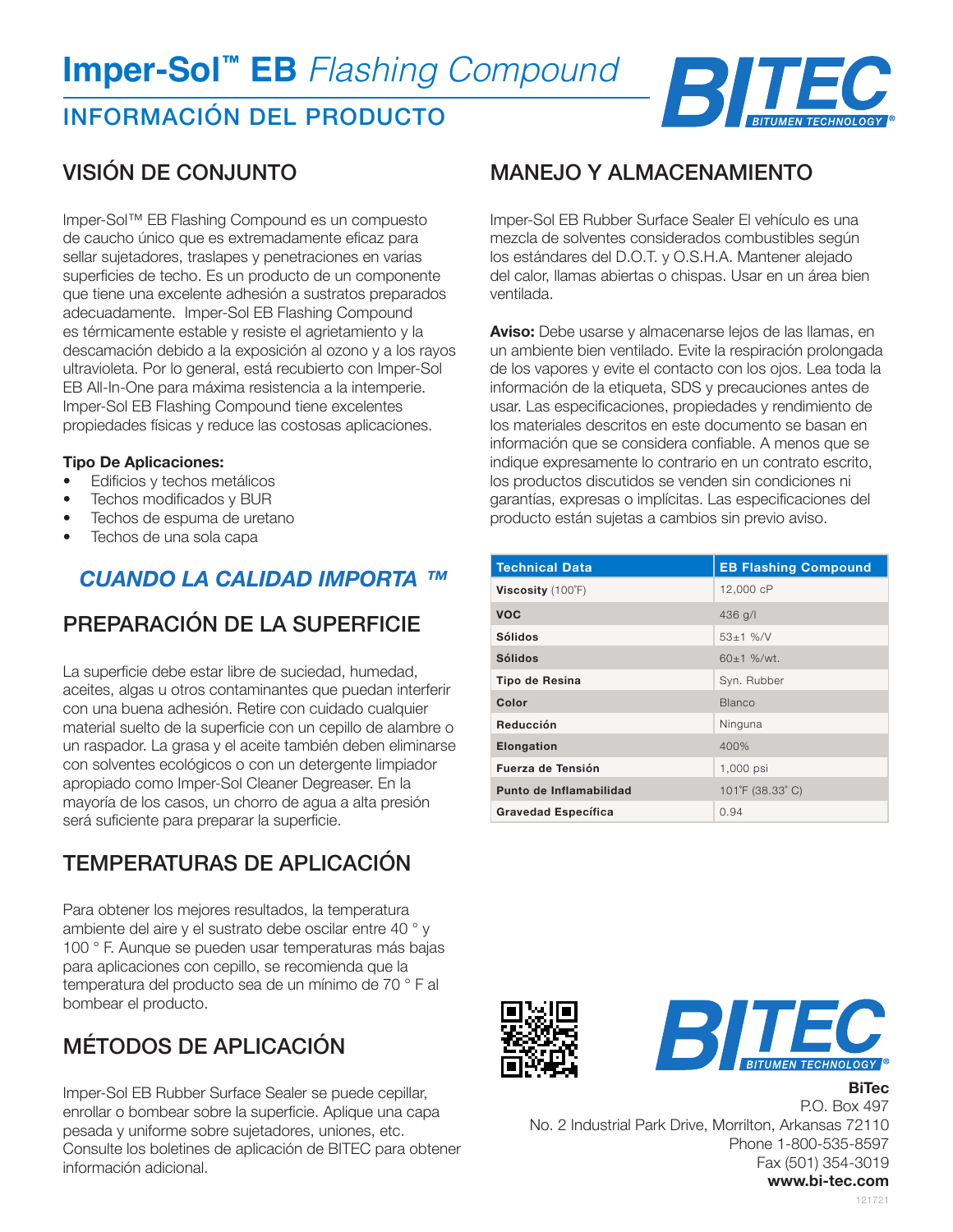# Imper-Sol™ EB *Flashing Compound*

## INFORMACIÓN DEL PRODUCTO

## VISIÓN DE CONJUNTO

Imper-Sol™ EB Flashing Compound es un compuesto de caucho único que es extremadamente eficaz para sellar sujetadores, traslapes y penetraciones en varias superficies de techo. Es un producto de un componente que tiene una excelente adhesión a sustratos preparados adecuadamente. Imper-Sol EB Flashing Compound es térmicamente estable y resiste el agrietamiento y la descamación debido a la exposición al ozono y a los rayos ultravioleta. Por lo general, está recubierto con Imper-Sol EB All-In-One para máxima resistencia a la intemperie. Imper-Sol EB Flashing Compound tiene excelentes propiedades físicas y reduce las costosas aplicaciones.

**Tipo De Aplicaciones:**

- Edificios y techos metálicos
- Techos modificados y BUR
- Techos de espuma de uretano
- Techos de una sola capa

### *CUANDO LA CALIDAD IMPORTA ™*

## PREPARACIÓN DE LA SUPERFICIE

La superficie debe estar libre de suciedad, humedad, aceites, algas u otros contaminantes que puedan interferir con una buena adhesión. Retire con cuidado cualquier material suelto de la superficie con un cepillo de alambre o un raspador. La grasa y el aceite también deben eliminarse con solventes ecológicos o con un detergente limpiador apropiado como Imper-Sol Cleaner Degreaser. En la mayoría de los casos, un chorro de agua a alta presión será suficiente para preparar la superficie.

## TEMPERATURAS DE APLICACIÓN

Para obtener los mejores resultados, la temperatura ambiente del aire y el sustrato debe oscilar entre 40 ° y 100 ° F. Aunque se pueden usar temperaturas más bajas para aplicaciones con cepillo, se recomienda que la temperatura del producto sea de un mínimo de 70 ° F al bombear el producto.

## MÉTODOS DE APLICACIÓN

Imper-Sol EB Rubber Surface Sealer se puede cepillar, enrollar o bombear sobre la superficie. Aplique una capa pesada y uniforme sobre sujetadores, uniones, etc. Consulte los boletines de aplicación de BITEC para obtener información adicional.

## MANEJO Y ALMACENAMIENTO

Imper-Sol EB Rubber Surface Sealer El vehículo es una mezcla de solventes considerados combustibles según los estándares del D.O.T. y O.S.H.A. Mantener alejado del calor, llamas abiertas o chispas. Usar en un área bien ventilada.

**Aviso:** Debe usarse y almacenarse lejos de las llamas, en un ambiente bien ventilado. Evite la respiración prolongada de los vapores y evite el contacto con los ojos. Lea toda la información de la etiqueta, SDS y precauciones antes de usar. Las especificaciones, propiedades y rendimiento de los materiales descritos en este documento se basan en información que se considera confiable. A menos que se indique expresamente lo contrario en un contrato escrito, los productos discutidos se venden sin condiciones ni garantías, expresas o implícitas. Las especificaciones del producto están sujetas a cambios sin previo aviso.

| Technical Data | EB Flashing Compound |
|---|---|
| **Viscosity** (100˚F) | 12,000 cP |
| **VOC** | 436 g/l |
| **Sólidos** | 53±1 %/V |
| **Sólidos** | 60±1 %/wt. |
| **Tipo de Resina** | Syn. Rubber |
| **Color** | Blanco |
| **Reducción** | Ninguna |
| **Elongation** | 400% |
| **Fuerza de Tensión** | 1,000 psi |
| **Punto de Inflamabilidad** | 101˚F (38.33˚ C) |
| **Gravedad Específica** | 0.94 |

**BiTec**
P.O. Box 497
No. 2 Industrial Park Drive, Morrilton, Arkansas 72110
Phone 1-800-535-8597
Fax (501) 354-3019
**www.bi-tec.com**

121721